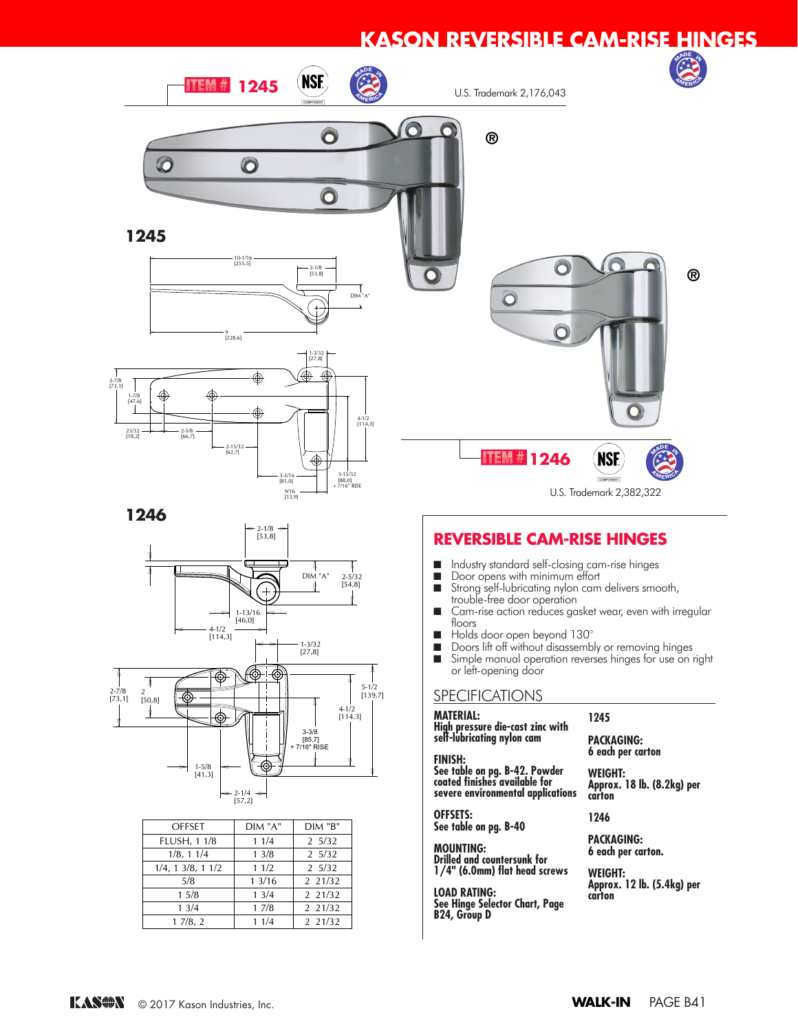# KASON REVERSIBLE CAM-RISE HINGES

ITEM # 1245

U.S. Trademark 2,176,043

## 1245

10-1/16 [255,5]
2-1/8 [53,8]
DIM "A"
9 [228,6]
1-3/32 [27,8]
2-7/8 [73,1]
1-7/8 [47,6]
23/32 [18,2]
2-5/8 [66,7]
2-15/32 [62,7]
4-1/2 [114,3]
3-3/16 [81,0]
3-15/32 [88,0] + 7/16" RISE
9/16 [13,9]

ITEM # 1246

U.S. Trademark 2,382,322

## 1246

2-1/8 [53,8]
DIM "A"
2-5/32 [54,8]
1-13/16 [46,0]
4-1/2 [114,3]
1-3/32 [27,8]
2-7/8 [73,1]
2 [50,8]
5-1/2 [139,7]
4-1/2 [114,3]
3-3/8 [85,7] + 7/16" RISE
1-5/8 [41,3]
2-1/4 [57,2]

| OFFSET | DIM "A" | DIM "B" |
|---|---|---|
| FLUSH, 1 1/8 | 1 1/4 | 2 5/32 |
| 1/8, 1 1/4 | 1 3/8 | 2 5/32 |
| 1/4, 1 3/8, 1 1/2 | 1 1/2 | 2 5/32 |
| 5/8 | 1 3/16 | 2 21/32 |
| 1 5/8 | 1 3/4 | 2 21/32 |
| 1 3/4 | 1 7/8 | 2 21/32 |
| 1 7/8, 2 | 1 1/4 | 2 21/32 |

## REVERSIBLE CAM-RISE HINGES

- Industry standard self-closing cam-rise hinges
- Door opens with minimum effort
- Strong self-lubricating nylon cam delivers smooth, trouble-free door operation
- Cam-rise action reduces gasket wear, even with irregular floors
- Holds door open beyond 130°
- Doors lift off without disassembly or removing hinges
- Simple manual operation reverses hinges for use on right or left-opening door

## SPECIFICATIONS

**MATERIAL:**
High pressure die-cast zinc with self-lubricating nylon cam

**FINISH:**
See table on pg. B-42. Powder coated finishes available for severe environmental applications

**OFFSETS:**
See table on pg. B-40

**MOUNTING:**
Drilled and countersunk for 1/4" (6.0mm) flat head screws

**LOAD RATING:**
See Hinge Selector Chart, Page B24, Group D

**1245**

**PACKAGING:**
6 each per carton

**WEIGHT:**
Approx. 18 lb. (8.2kg) per carton

**1246**

**PACKAGING:**
6 each per carton.

**WEIGHT:**
Approx. 12 lb. (5.4kg) per carton

© 2017 Kason Industries, Inc.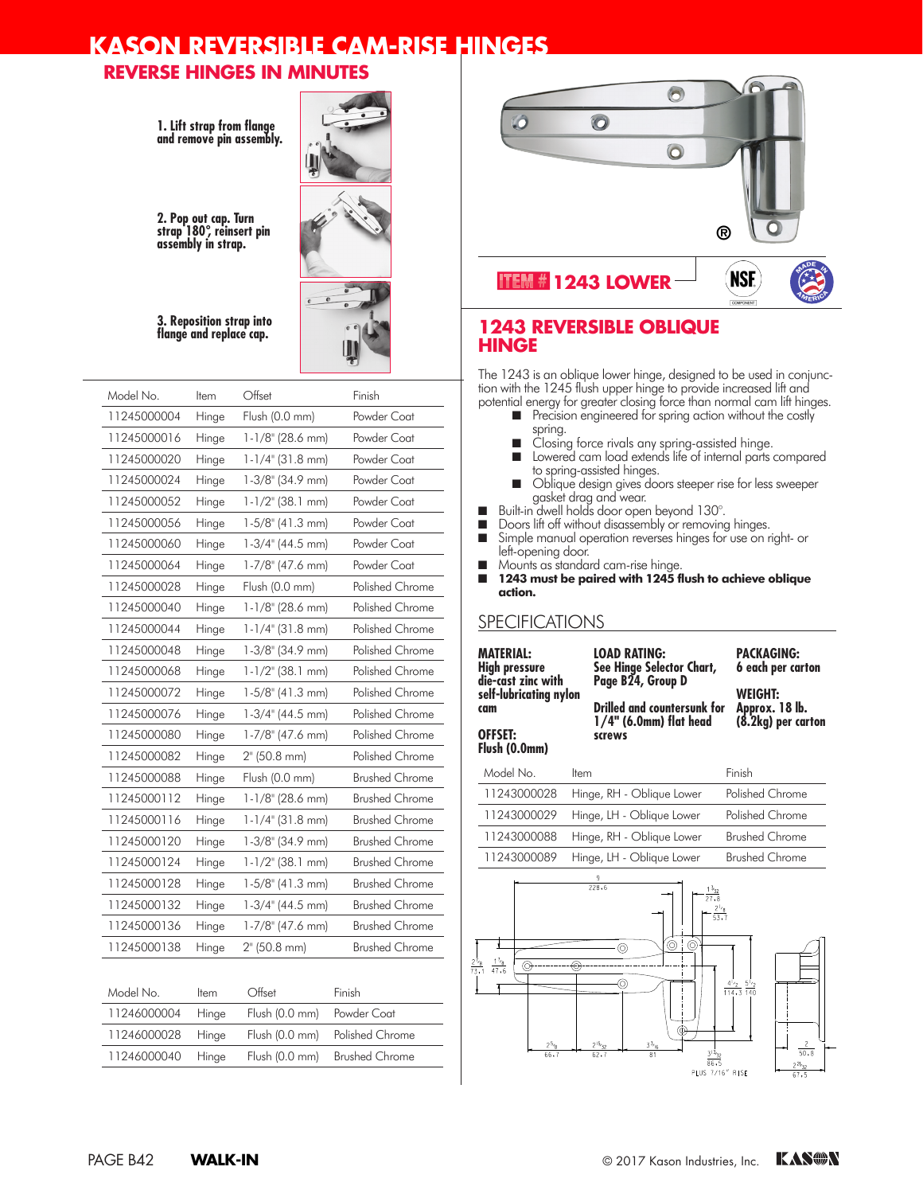# KASON REVERSIBLE CAM-RISE HINGES

## REVERSE HINGES IN MINUTES

1. Lift strap from flange and remove pin assembly.

2. Pop out cap. Turn strap 180°, reinsert pin assembly in strap.

3. Reposition strap into flange and replace cap.

| Model No. | Item | Offset | Finish |
|---|---|---|---|
| 11245000004 | Hinge | Flush (0.0 mm) | Powder Coat |
| 11245000016 | Hinge | 1-1/8" (28.6 mm) | Powder Coat |
| 11245000020 | Hinge | 1-1/4" (31.8 mm) | Powder Coat |
| 11245000024 | Hinge | 1-3/8" (34.9 mm) | Powder Coat |
| 11245000052 | Hinge | 1-1/2" (38.1 mm) | Powder Coat |
| 11245000056 | Hinge | 1-5/8" (41.3 mm) | Powder Coat |
| 11245000060 | Hinge | 1-3/4" (44.5 mm) | Powder Coat |
| 11245000064 | Hinge | 1-7/8" (47.6 mm) | Powder Coat |
| 11245000028 | Hinge | Flush (0.0 mm) | Polished Chrome |
| 11245000040 | Hinge | 1-1/8" (28.6 mm) | Polished Chrome |
| 11245000044 | Hinge | 1-1/4" (31.8 mm) | Polished Chrome |
| 11245000048 | Hinge | 1-3/8" (34.9 mm) | Polished Chrome |
| 11245000068 | Hinge | 1-1/2" (38.1 mm) | Polished Chrome |
| 11245000072 | Hinge | 1-5/8" (41.3 mm) | Polished Chrome |
| 11245000076 | Hinge | 1-3/4" (44.5 mm) | Polished Chrome |
| 11245000080 | Hinge | 1-7/8" (47.6 mm) | Polished Chrome |
| 11245000082 | Hinge | 2" (50.8 mm) | Polished Chrome |
| 11245000088 | Hinge | Flush (0.0 mm) | Brushed Chrome |
| 11245000112 | Hinge | 1-1/8" (28.6 mm) | Brushed Chrome |
| 11245000116 | Hinge | 1-1/4" (31.8 mm) | Brushed Chrome |
| 11245000120 | Hinge | 1-3/8" (34.9 mm) | Brushed Chrome |
| 11245000124 | Hinge | 1-1/2" (38.1 mm) | Brushed Chrome |
| 11245000128 | Hinge | 1-5/8" (41.3 mm) | Brushed Chrome |
| 11245000132 | Hinge | 1-3/4" (44.5 mm) | Brushed Chrome |
| 11245000136 | Hinge | 1-7/8" (47.6 mm) | Brushed Chrome |
| 11245000138 | Hinge | 2" (50.8 mm) | Brushed Chrome |

| Model No. | Item | Offset | Finish |
|---|---|---|---|
| 11246000004 | Hinge | Flush (0.0 mm) | Powder Coat |
| 11246000028 | Hinge | Flush (0.0 mm) | Polished Chrome |
| 11246000040 | Hinge | Flush (0.0 mm) | Brushed Chrome |

ITEM # 1243 LOWER

## 1243 REVERSIBLE OBLIQUE HINGE

The 1243 is an oblique lower hinge, designed to be used in conjunction with the 1245 flush upper hinge to provide increased lift and potential energy for greater closing force than normal cam lift hinges.

- Precision engineered for spring action without the costly spring.
- Closing force rivals any spring-assisted hinge.
- Lowered cam load extends life of internal parts compared to spring-assisted hinges.
- Oblique design gives doors steeper rise for less sweeper gasket drag and wear.

- Built-in dwell holds door open beyond 130°.
- Doors lift off without disassembly or removing hinges.
- Simple manual operation reverses hinges for use on right- or left-opening door.
- Mounts as standard cam-rise hinge.
- **1243 must be paired with 1245 flush to achieve oblique action.**

## SPECIFICATIONS

**MATERIAL:**
**High pressure die-cast zinc with self-lubricating nylon cam**

**OFFSET:**
**Flush (0.0mm)**

**LOAD RATING:**
**See Hinge Selector Chart, Page B24, Group D**

**Drilled and countersunk for 1/4" (6.0mm) flat head screws**

**PACKAGING:**
**6 each per carton**

**WEIGHT:**
**Approx. 18 lb. (8.2kg) per carton**

| Model No. | Item | Finish |
|---|---|---|
| 11243000028 | Hinge, RH - Oblique Lower | Polished Chrome |
| 11243000029 | Hinge, LH - Oblique Lower | Polished Chrome |
| 11243000088 | Hinge, RH - Oblique Lower | Brushed Chrome |
| 11243000089 | Hinge, LH - Oblique Lower | Brushed Chrome |

9
228.6
1 3/32
27.8
2 1/8
53.7
2 7/8
73.1
1 7/8
47.6
4 1/2
114.3
5 1/2
140
2 5/8
66.7
2 15/32
62.7
3 3/16
81
3 13/32
86.5
PLUS 7/16" RISE
2
50.8
2 21/32
67.5

WALK-IN

© 2017 Kason Industries, Inc.